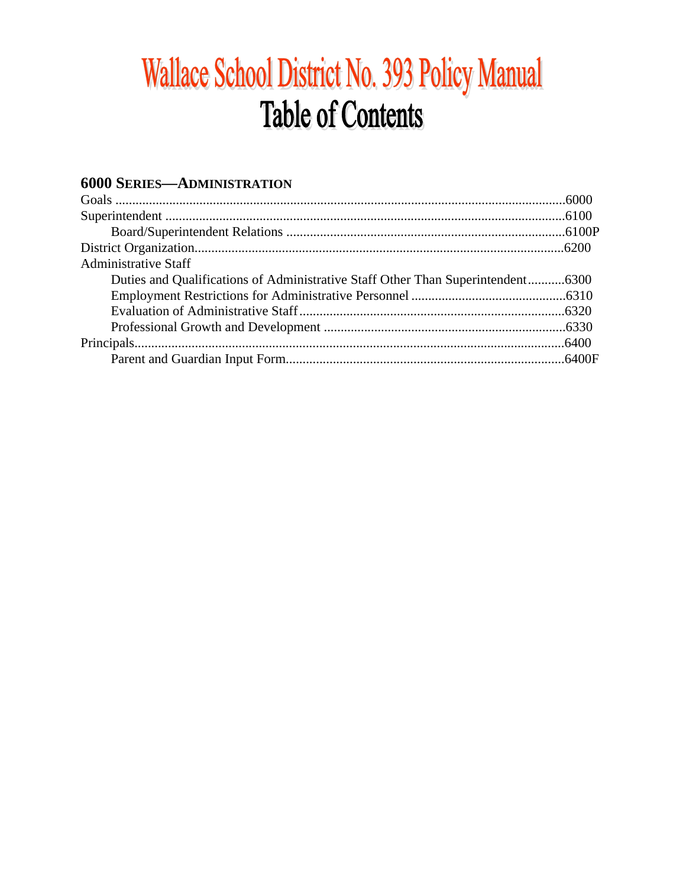# Wallace School District No. 393 Policy Manual

# Table of Contents

## 6000 Series—Administration

Goals ..........6000

Superintendent ..........6100

- Board/Superintendent Relations ..........6100P

District Organization..........6200

Administrative Staff

- Duties and Qualifications of Administrative Staff Other Than Superintendent..........6300
- Employment Restrictions for Administrative Personnel ..........6310
- Evaluation of Administrative Staff..........6320
- Professional Growth and Development ..........6330

Principals..........6400

- Parent and Guardian Input Form..........6400F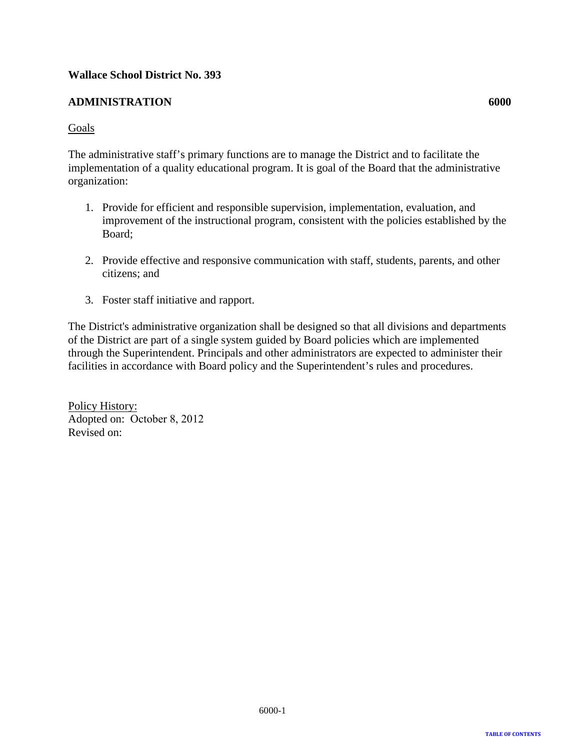**Wallace School District No. 393**

**ADMINISTRATION** **6000**

Goals

The administrative staff's primary functions are to manage the District and to facilitate the implementation of a quality educational program. It is goal of the Board that the administrative organization:

1. Provide for efficient and responsible supervision, implementation, evaluation, and improvement of the instructional program, consistent with the policies established by the Board;

2. Provide effective and responsive communication with staff, students, parents, and other citizens; and

3. Foster staff initiative and rapport.

The District's administrative organization shall be designed so that all divisions and departments of the District are part of a single system guided by Board policies which are implemented through the Superintendent. Principals and other administrators are expected to administer their facilities in accordance with Board policy and the Superintendent's rules and procedures.

Policy History:
Adopted on: October 8, 2012
Revised on: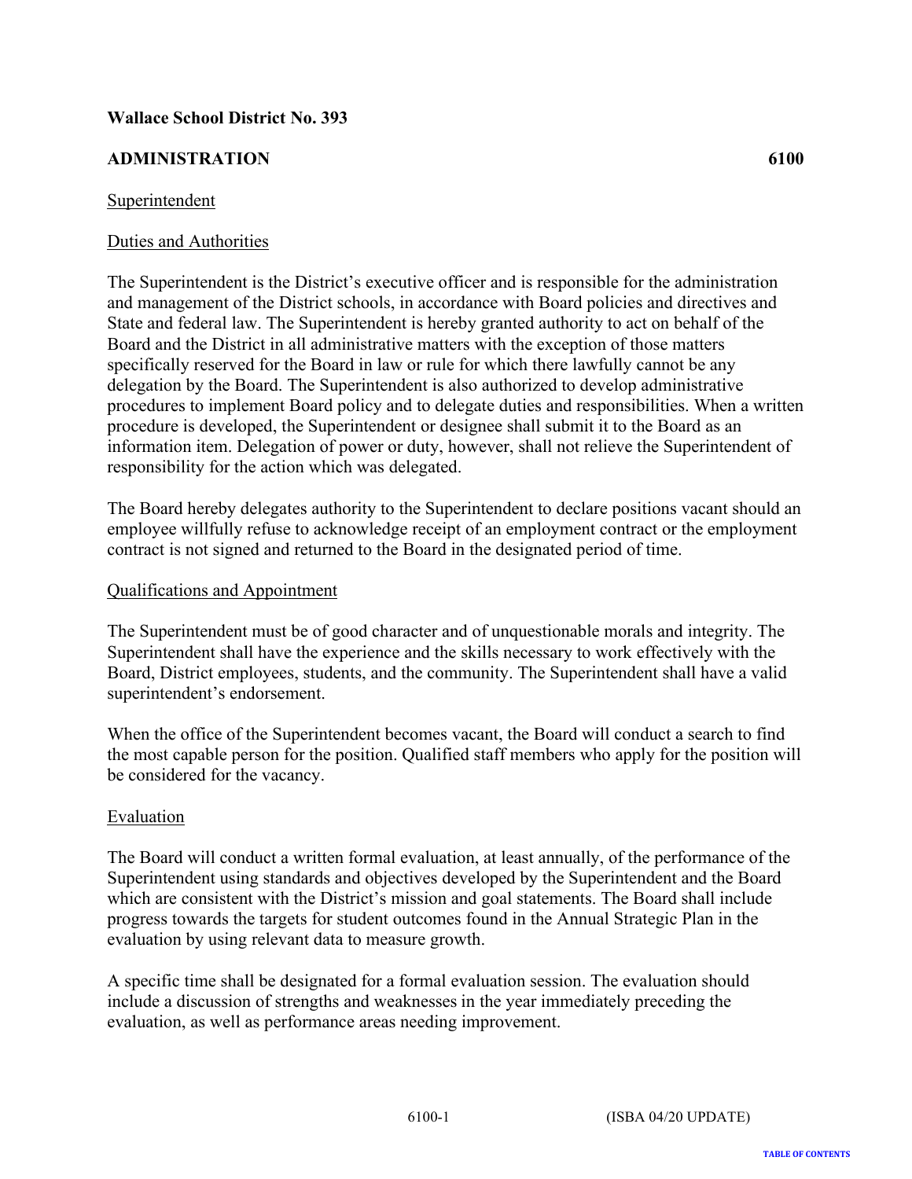**Wallace School District No. 393**

**ADMINISTRATION** **6100**

Superintendent

Duties and Authorities

The Superintendent is the District's executive officer and is responsible for the administration and management of the District schools, in accordance with Board policies and directives and State and federal law. The Superintendent is hereby granted authority to act on behalf of the Board and the District in all administrative matters with the exception of those matters specifically reserved for the Board in law or rule for which there lawfully cannot be any delegation by the Board. The Superintendent is also authorized to develop administrative procedures to implement Board policy and to delegate duties and responsibilities. When a written procedure is developed, the Superintendent or designee shall submit it to the Board as an information item. Delegation of power or duty, however, shall not relieve the Superintendent of responsibility for the action which was delegated.

The Board hereby delegates authority to the Superintendent to declare positions vacant should an employee willfully refuse to acknowledge receipt of an employment contract or the employment contract is not signed and returned to the Board in the designated period of time.

Qualifications and Appointment

The Superintendent must be of good character and of unquestionable morals and integrity. The Superintendent shall have the experience and the skills necessary to work effectively with the Board, District employees, students, and the community. The Superintendent shall have a valid superintendent's endorsement.

When the office of the Superintendent becomes vacant, the Board will conduct a search to find the most capable person for the position. Qualified staff members who apply for the position will be considered for the vacancy.

Evaluation

The Board will conduct a written formal evaluation, at least annually, of the performance of the Superintendent using standards and objectives developed by the Superintendent and the Board which are consistent with the District's mission and goal statements. The Board shall include progress towards the targets for student outcomes found in the Annual Strategic Plan in the evaluation by using relevant data to measure growth.

A specific time shall be designated for a formal evaluation session. The evaluation should include a discussion of strengths and weaknesses in the year immediately preceding the evaluation, as well as performance areas needing improvement.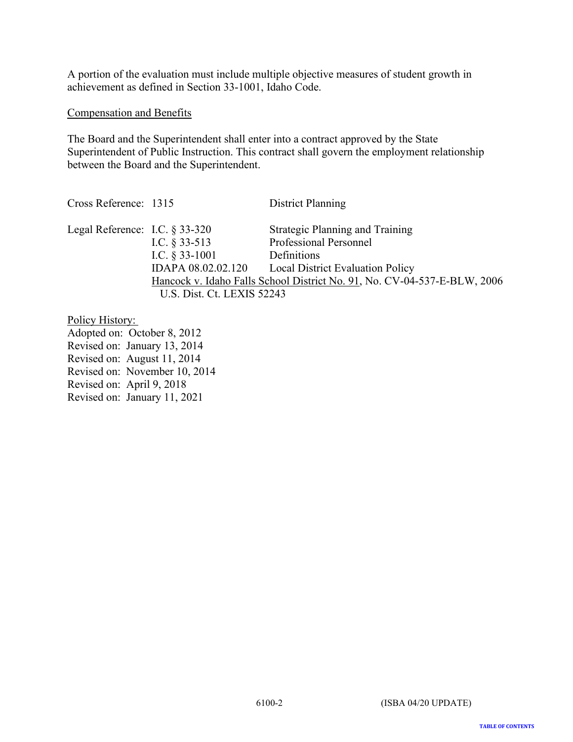A portion of the evaluation must include multiple objective measures of student growth in achievement as defined in Section 33-1001, Idaho Code.

Compensation and Benefits

The Board and the Superintendent shall enter into a contract approved by the State Superintendent of Public Instruction. This contract shall govern the employment relationship between the Board and the Superintendent.

| | | |
|---|---|---|
| Cross Reference: | 1315 | District Planning |
| Legal Reference: | I.C. § 33-320 | Strategic Planning and Training |
| | I.C. § 33-513 | Professional Personnel |
| | I.C. § 33-1001 | Definitions |
| | IDAPA 08.02.02.120 | Local District Evaluation Policy |
| | Hancock v. Idaho Falls School District No. 91, No. CV-04-537-E-BLW, 2006 U.S. Dist. Ct. LEXIS 52243 | |

Policy History:
Adopted on: October 8, 2012
Revised on: January 13, 2014
Revised on: August 11, 2014
Revised on: November 10, 2014
Revised on: April 9, 2018
Revised on: January 11, 2021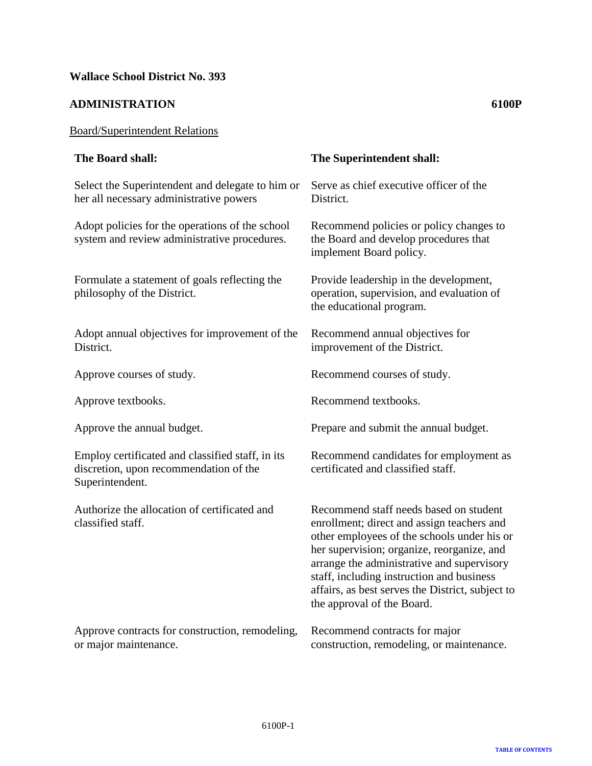**Wallace School District No. 393**

**ADMINISTRATION** **6100P**

Board/Superintendent Relations

| **The Board shall:** | **The Superintendent shall:** |
|---|---|
| Select the Superintendent and delegate to him or her all necessary administrative powers | Serve as chief executive officer of the District. |
| Adopt policies for the operations of the school system and review administrative procedures. | Recommend policies or policy changes to the Board and develop procedures that implement Board policy. |
| Formulate a statement of goals reflecting the philosophy of the District. | Provide leadership in the development, operation, supervision, and evaluation of the educational program. |
| Adopt annual objectives for improvement of the District. | Recommend annual objectives for improvement of the District. |
| Approve courses of study. | Recommend courses of study. |
| Approve textbooks. | Recommend textbooks. |
| Approve the annual budget. | Prepare and submit the annual budget. |
| Employ certificated and classified staff, in its discretion, upon recommendation of the Superintendent. | Recommend candidates for employment as certificated and classified staff. |
| Authorize the allocation of certificated and classified staff. | Recommend staff needs based on student enrollment; direct and assign teachers and other employees of the schools under his or her supervision; organize, reorganize, and arrange the administrative and supervisory staff, including instruction and business affairs, as best serves the District, subject to the approval of the Board. |
| Approve contracts for construction, remodeling, or major maintenance. | Recommend contracts for major construction, remodeling, or maintenance. |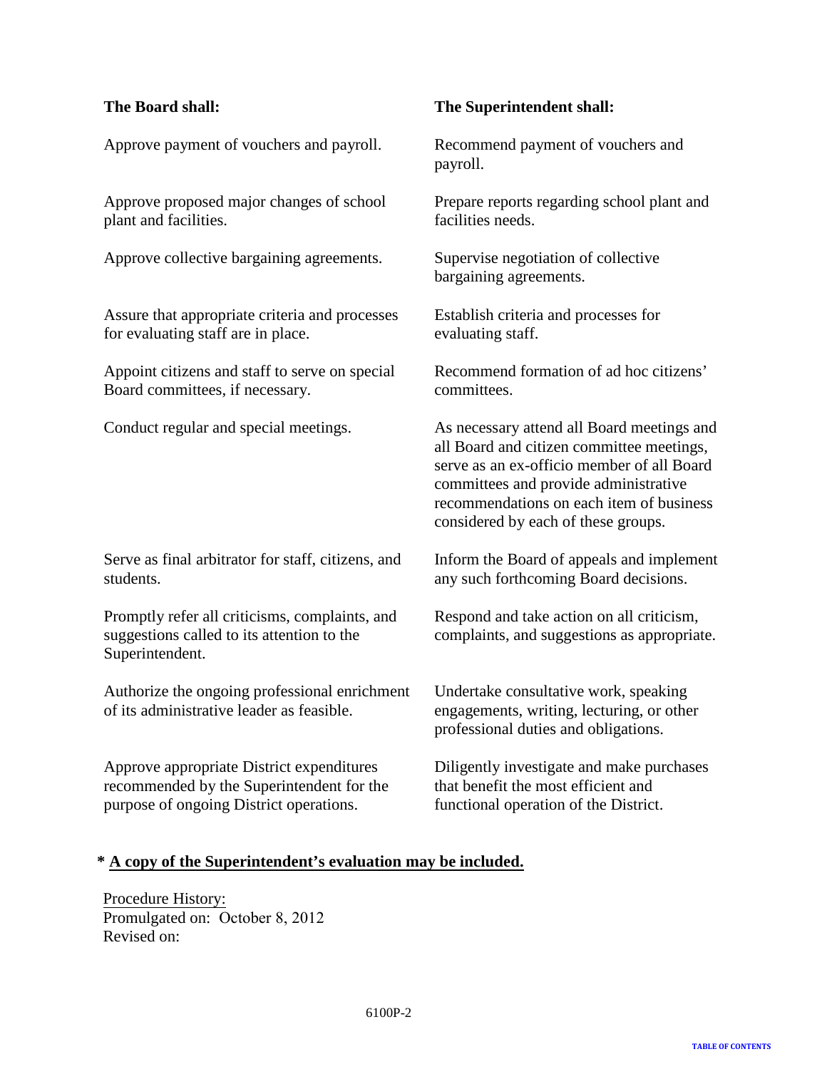| The Board shall: | The Superintendent shall: |
|---|---|
| Approve payment of vouchers and payroll. | Recommend payment of vouchers and payroll. |
| Approve proposed major changes of school plant and facilities. | Prepare reports regarding school plant and facilities needs. |
| Approve collective bargaining agreements. | Supervise negotiation of collective bargaining agreements. |
| Assure that appropriate criteria and processes for evaluating staff are in place. | Establish criteria and processes for evaluating staff. |
| Appoint citizens and staff to serve on special Board committees, if necessary. | Recommend formation of ad hoc citizens' committees. |
| Conduct regular and special meetings. | As necessary attend all Board meetings and all Board and citizen committee meetings, serve as an ex-officio member of all Board committees and provide administrative recommendations on each item of business considered by each of these groups. |
| Serve as final arbitrator for staff, citizens, and students. | Inform the Board of appeals and implement any such forthcoming Board decisions. |
| Promptly refer all criticisms, complaints, and suggestions called to its attention to the Superintendent. | Respond and take action on all criticism, complaints, and suggestions as appropriate. |
| Authorize the ongoing professional enrichment of its administrative leader as feasible. | Undertake consultative work, speaking engagements, writing, lecturing, or other professional duties and obligations. |
| Approve appropriate District expenditures recommended by the Superintendent for the purpose of ongoing District operations. | Diligently investigate and make purchases that benefit the most efficient and functional operation of the District. |

**\* A copy of the Superintendent's evaluation may be included.**

Procedure History:
Promulgated on: October 8, 2012
Revised on: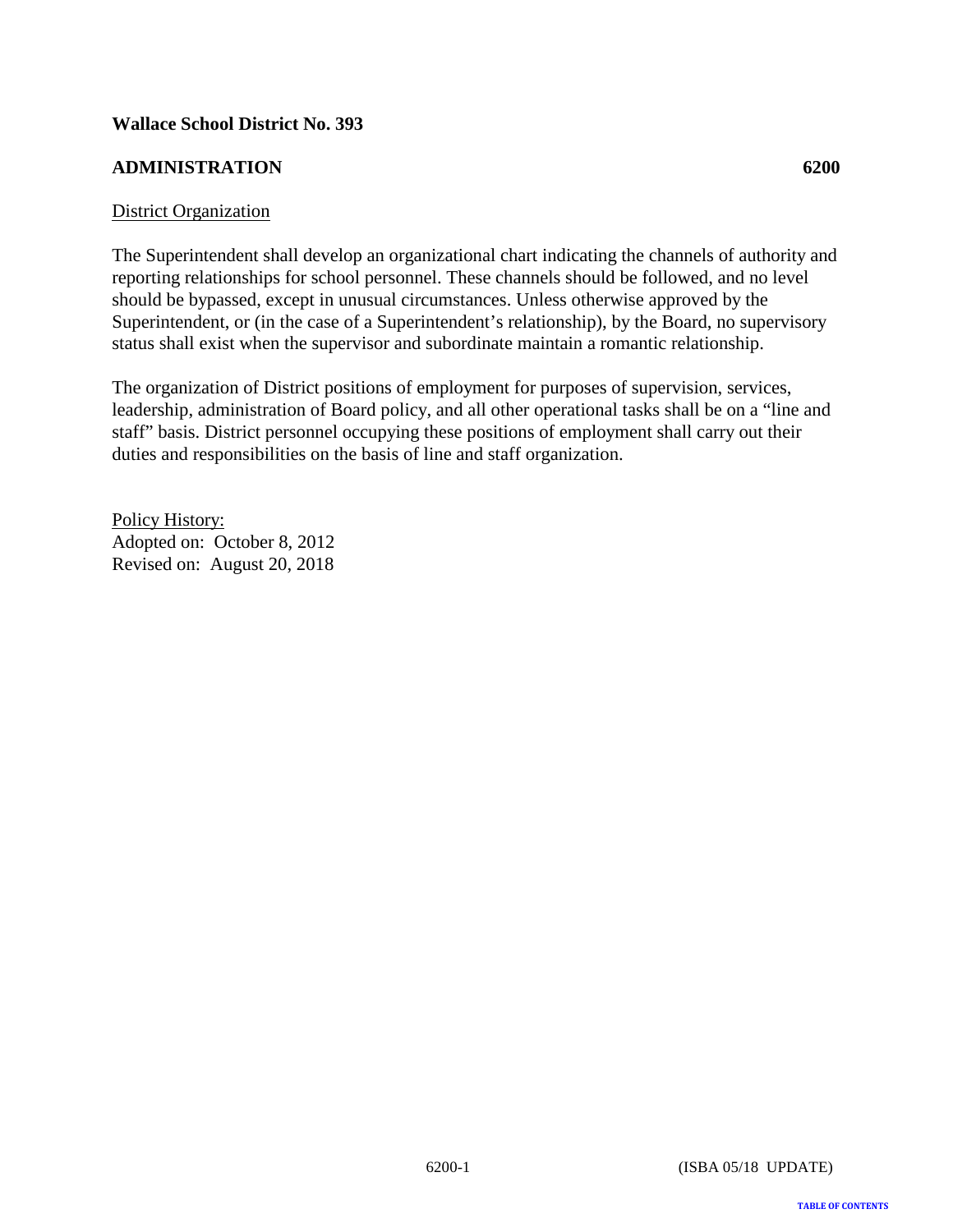**Wallace School District No. 393**

**ADMINISTRATION** **6200**

District Organization

The Superintendent shall develop an organizational chart indicating the channels of authority and reporting relationships for school personnel. These channels should be followed, and no level should be bypassed, except in unusual circumstances. Unless otherwise approved by the Superintendent, or (in the case of a Superintendent's relationship), by the Board, no supervisory status shall exist when the supervisor and subordinate maintain a romantic relationship.

The organization of District positions of employment for purposes of supervision, services, leadership, administration of Board policy, and all other operational tasks shall be on a "line and staff" basis. District personnel occupying these positions of employment shall carry out their duties and responsibilities on the basis of line and staff organization.

Policy History:
Adopted on: October 8, 2012
Revised on: August 20, 2018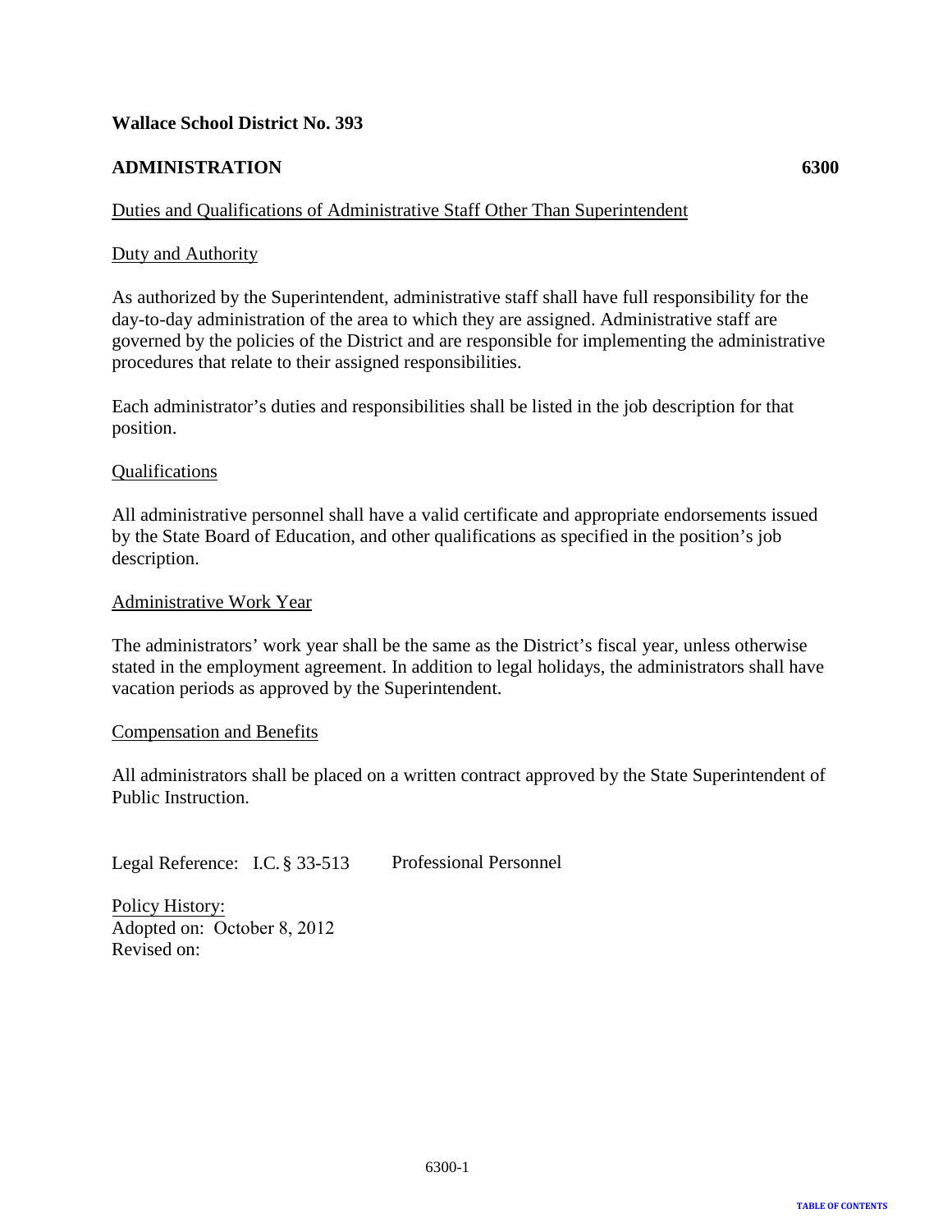**Wallace School District No. 393**

**ADMINISTRATION** **6300**

Duties and Qualifications of Administrative Staff Other Than Superintendent

Duty and Authority

As authorized by the Superintendent, administrative staff shall have full responsibility for the day-to-day administration of the area to which they are assigned. Administrative staff are governed by the policies of the District and are responsible for implementing the administrative procedures that relate to their assigned responsibilities.

Each administrator's duties and responsibilities shall be listed in the job description for that position.

Qualifications

All administrative personnel shall have a valid certificate and appropriate endorsements issued by the State Board of Education, and other qualifications as specified in the position's job description.

Administrative Work Year

The administrators' work year shall be the same as the District's fiscal year, unless otherwise stated in the employment agreement. In addition to legal holidays, the administrators shall have vacation periods as approved by the Superintendent.

Compensation and Benefits

All administrators shall be placed on a written contract approved by the State Superintendent of Public Instruction.

Legal Reference: I.C. § 33-513 Professional Personnel

Policy History:
Adopted on: October 8, 2012
Revised on: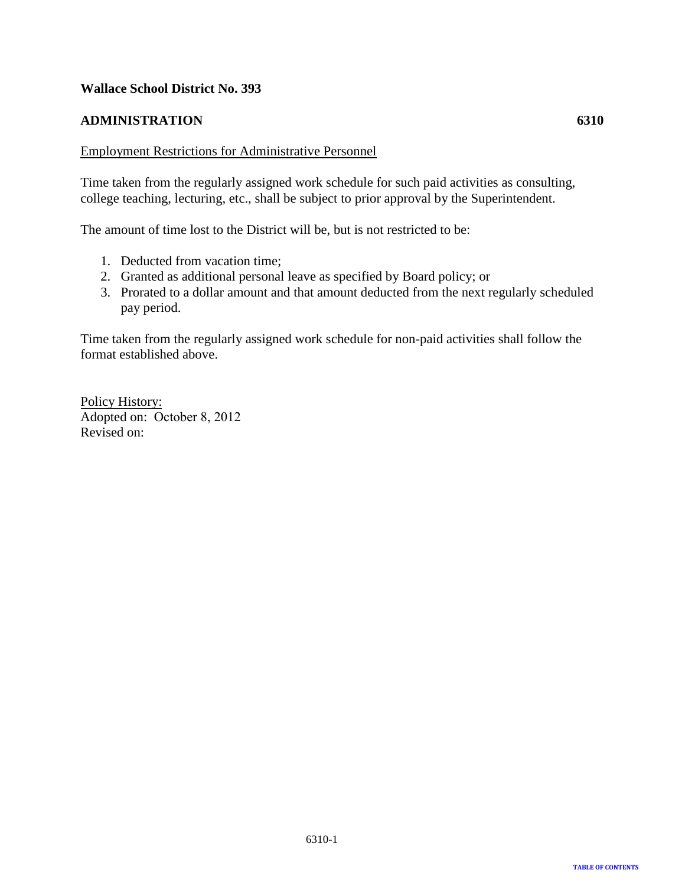**Wallace School District No. 393**

**ADMINISTRATION** **6310**

Employment Restrictions for Administrative Personnel

Time taken from the regularly assigned work schedule for such paid activities as consulting, college teaching, lecturing, etc., shall be subject to prior approval by the Superintendent.

The amount of time lost to the District will be, but is not restricted to be:

1. Deducted from vacation time;
2. Granted as additional personal leave as specified by Board policy; or
3. Prorated to a dollar amount and that amount deducted from the next regularly scheduled pay period.

Time taken from the regularly assigned work schedule for non-paid activities shall follow the format established above.

Policy History:
Adopted on: October 8, 2012
Revised on: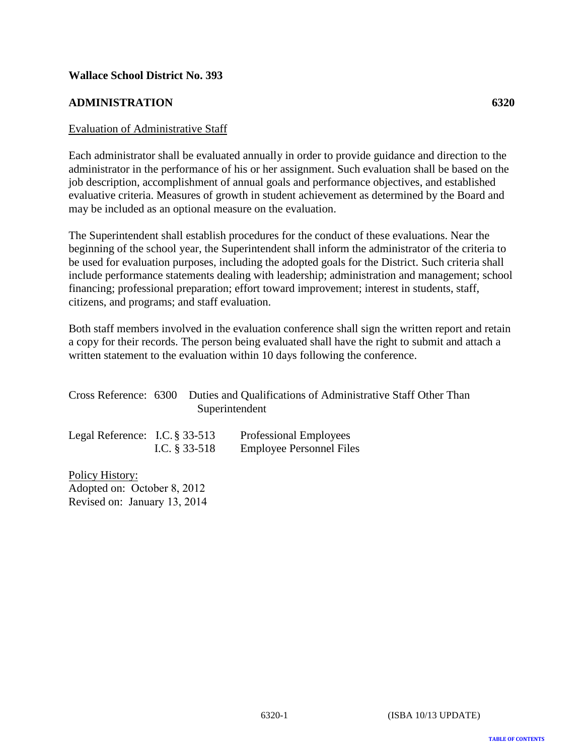**Wallace School District No. 393**

**ADMINISTRATION 6320**

Evaluation of Administrative Staff

Each administrator shall be evaluated annually in order to provide guidance and direction to the administrator in the performance of his or her assignment. Such evaluation shall be based on the job description, accomplishment of annual goals and performance objectives, and established evaluative criteria. Measures of growth in student achievement as determined by the Board and may be included as an optional measure on the evaluation.

The Superintendent shall establish procedures for the conduct of these evaluations. Near the beginning of the school year, the Superintendent shall inform the administrator of the criteria to be used for evaluation purposes, including the adopted goals for the District. Such criteria shall include performance statements dealing with leadership; administration and management; school financing; professional preparation; effort toward improvement; interest in students, staff, citizens, and programs; and staff evaluation.

Both staff members involved in the evaluation conference shall sign the written report and retain a copy for their records. The person being evaluated shall have the right to submit and attach a written statement to the evaluation within 10 days following the conference.

Cross Reference: 6300 Duties and Qualifications of Administrative Staff Other Than Superintendent

Legal Reference: I.C. § 33-513 Professional Employees
I.C. § 33-518 Employee Personnel Files

Policy History:
Adopted on: October 8, 2012
Revised on: January 13, 2014

6320-1 (ISBA 10/13 UPDATE)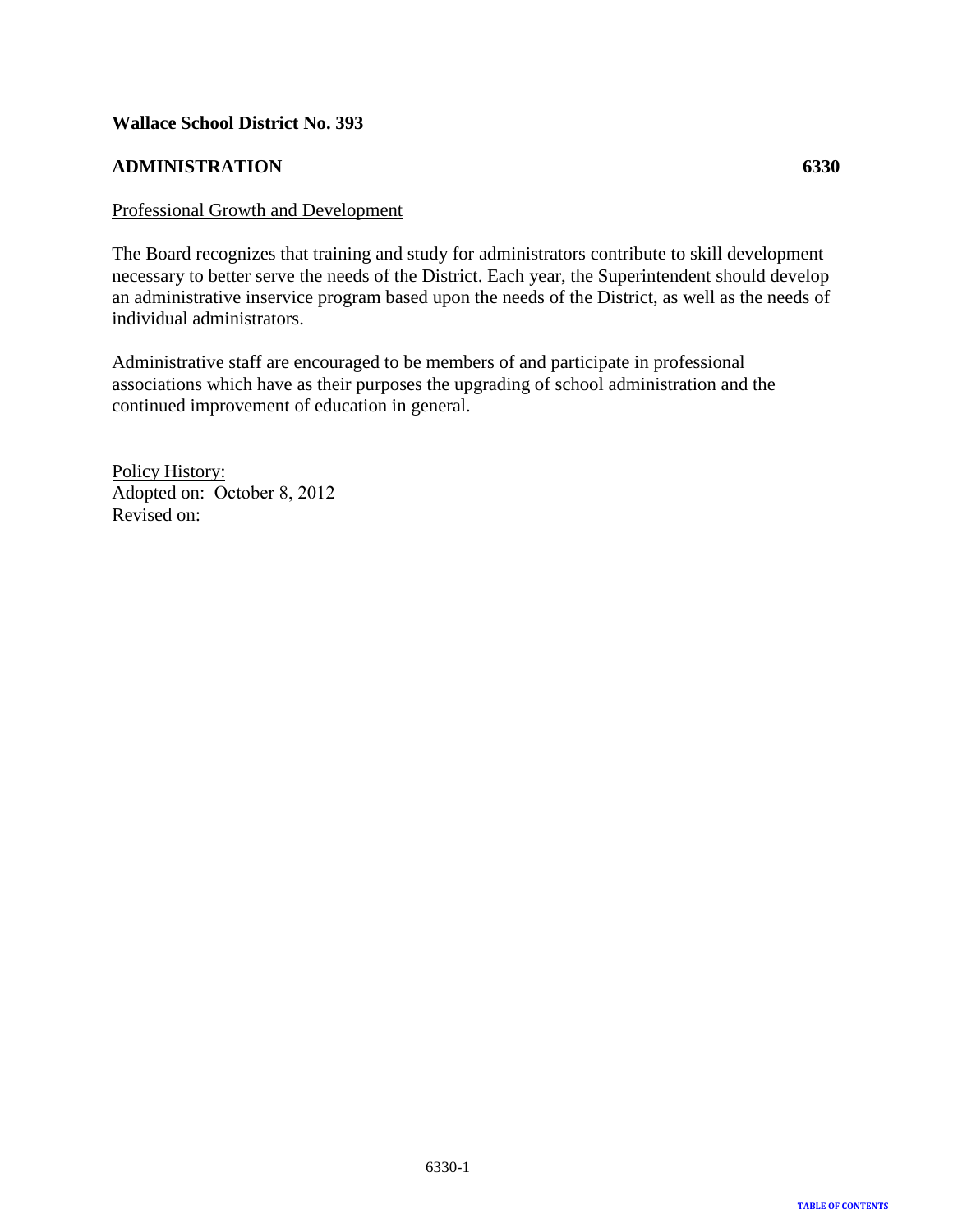**Wallace School District No. 393**

**ADMINISTRATION** **6330**

Professional Growth and Development

The Board recognizes that training and study for administrators contribute to skill development necessary to better serve the needs of the District. Each year, the Superintendent should develop an administrative inservice program based upon the needs of the District, as well as the needs of individual administrators.

Administrative staff are encouraged to be members of and participate in professional associations which have as their purposes the upgrading of school administration and the continued improvement of education in general.

Policy History:
Adopted on: October 8, 2012
Revised on: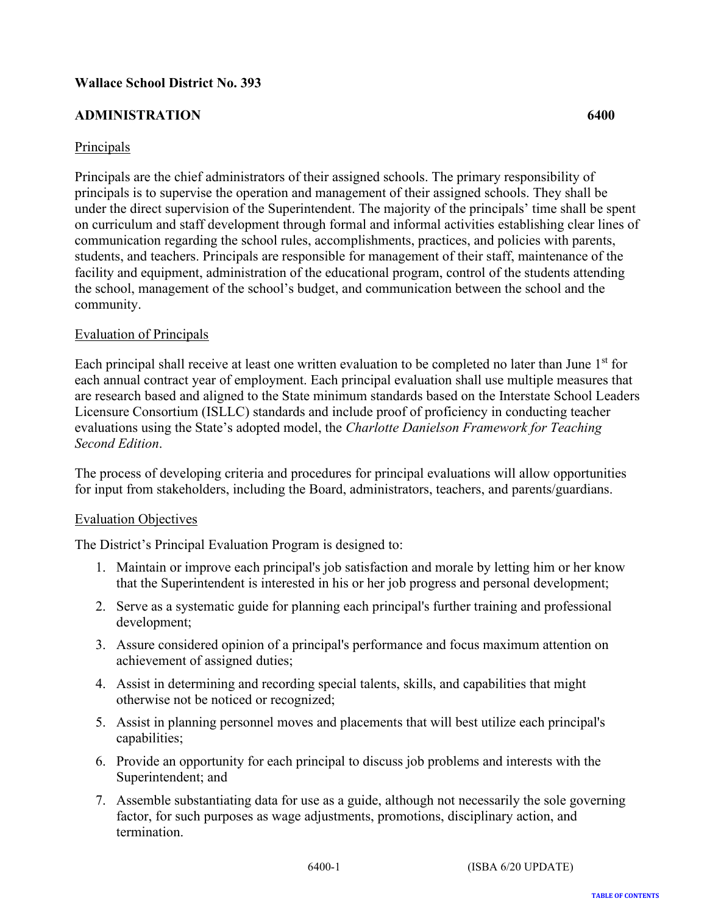**Wallace School District No. 393**

**ADMINISTRATION 6400**

Principals

Principals are the chief administrators of their assigned schools. The primary responsibility of principals is to supervise the operation and management of their assigned schools. They shall be under the direct supervision of the Superintendent. The majority of the principals' time shall be spent on curriculum and staff development through formal and informal activities establishing clear lines of communication regarding the school rules, accomplishments, practices, and policies with parents, students, and teachers. Principals are responsible for management of their staff, maintenance of the facility and equipment, administration of the educational program, control of the students attending the school, management of the school's budget, and communication between the school and the community.

Evaluation of Principals

Each principal shall receive at least one written evaluation to be completed no later than June 1st for each annual contract year of employment. Each principal evaluation shall use multiple measures that are research based and aligned to the State minimum standards based on the Interstate School Leaders Licensure Consortium (ISLLC) standards and include proof of proficiency in conducting teacher evaluations using the State's adopted model, the *Charlotte Danielson Framework for Teaching Second Edition*.

The process of developing criteria and procedures for principal evaluations will allow opportunities for input from stakeholders, including the Board, administrators, teachers, and parents/guardians.

Evaluation Objectives

The District's Principal Evaluation Program is designed to:

1. Maintain or improve each principal's job satisfaction and morale by letting him or her know that the Superintendent is interested in his or her job progress and personal development;
2. Serve as a systematic guide for planning each principal's further training and professional development;
3. Assure considered opinion of a principal's performance and focus maximum attention on achievement of assigned duties;
4. Assist in determining and recording special talents, skills, and capabilities that might otherwise not be noticed or recognized;
5. Assist in planning personnel moves and placements that will best utilize each principal's capabilities;
6. Provide an opportunity for each principal to discuss job problems and interests with the Superintendent; and
7. Assemble substantiating data for use as a guide, although not necessarily the sole governing factor, for such purposes as wage adjustments, promotions, disciplinary action, and termination.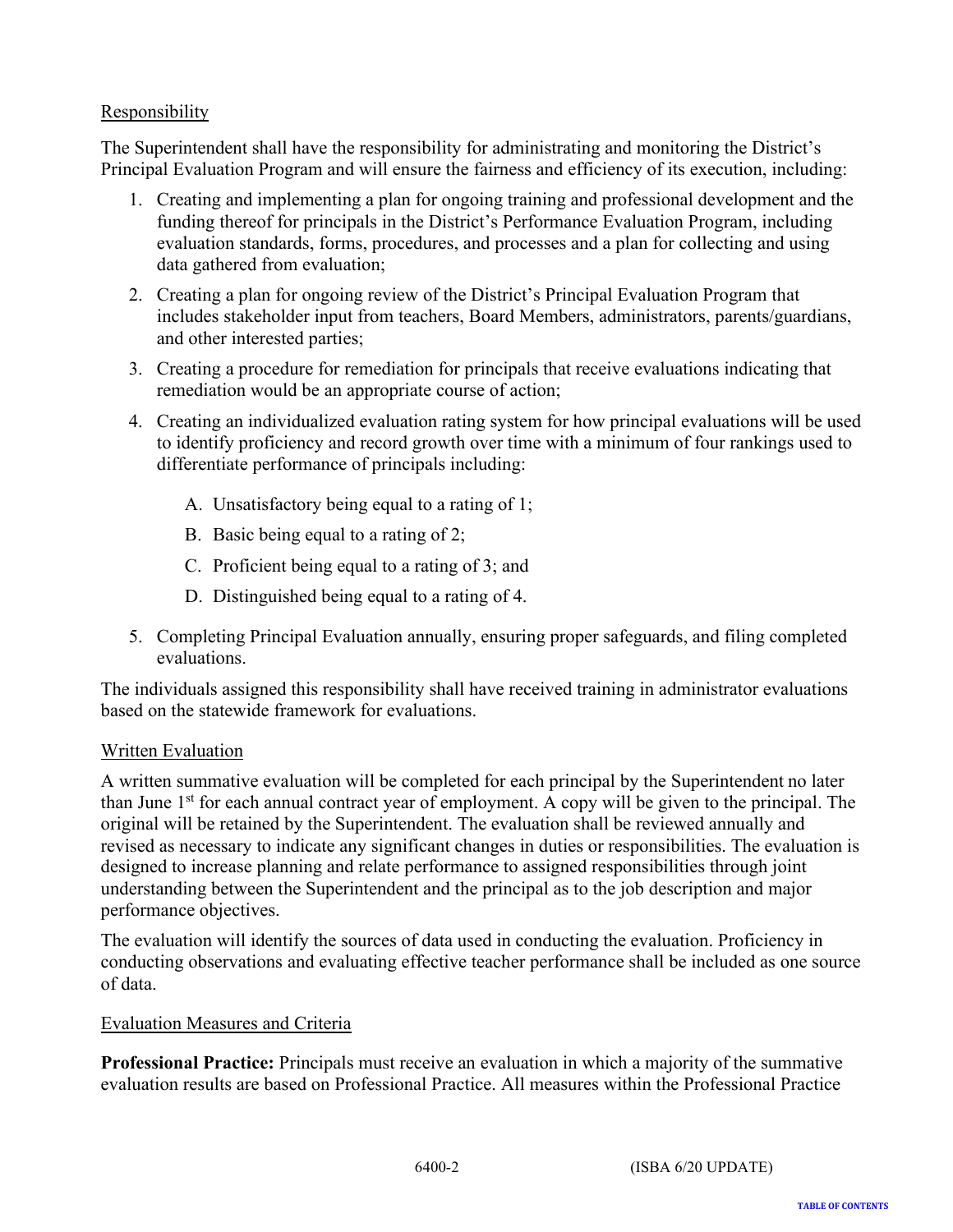Responsibility

The Superintendent shall have the responsibility for administrating and monitoring the District's Principal Evaluation Program and will ensure the fairness and efficiency of its execution, including:

1. Creating and implementing a plan for ongoing training and professional development and the funding thereof for principals in the District's Performance Evaluation Program, including evaluation standards, forms, procedures, and processes and a plan for collecting and using data gathered from evaluation;
2. Creating a plan for ongoing review of the District's Principal Evaluation Program that includes stakeholder input from teachers, Board Members, administrators, parents/guardians, and other interested parties;
3. Creating a procedure for remediation for principals that receive evaluations indicating that remediation would be an appropriate course of action;
4. Creating an individualized evaluation rating system for how principal evaluations will be used to identify proficiency and record growth over time with a minimum of four rankings used to differentiate performance of principals including:
   A. Unsatisfactory being equal to a rating of 1;
   B. Basic being equal to a rating of 2;
   C. Proficient being equal to a rating of 3; and
   D. Distinguished being equal to a rating of 4.
5. Completing Principal Evaluation annually, ensuring proper safeguards, and filing completed evaluations.

The individuals assigned this responsibility shall have received training in administrator evaluations based on the statewide framework for evaluations.

Written Evaluation

A written summative evaluation will be completed for each principal by the Superintendent no later than June 1st for each annual contract year of employment. A copy will be given to the principal. The original will be retained by the Superintendent. The evaluation shall be reviewed annually and revised as necessary to indicate any significant changes in duties or responsibilities. The evaluation is designed to increase planning and relate performance to assigned responsibilities through joint understanding between the Superintendent and the principal as to the job description and major performance objectives.

The evaluation will identify the sources of data used in conducting the evaluation. Proficiency in conducting observations and evaluating effective teacher performance shall be included as one source of data.

Evaluation Measures and Criteria

**Professional Practice:** Principals must receive an evaluation in which a majority of the summative evaluation results are based on Professional Practice. All measures within the Professional Practice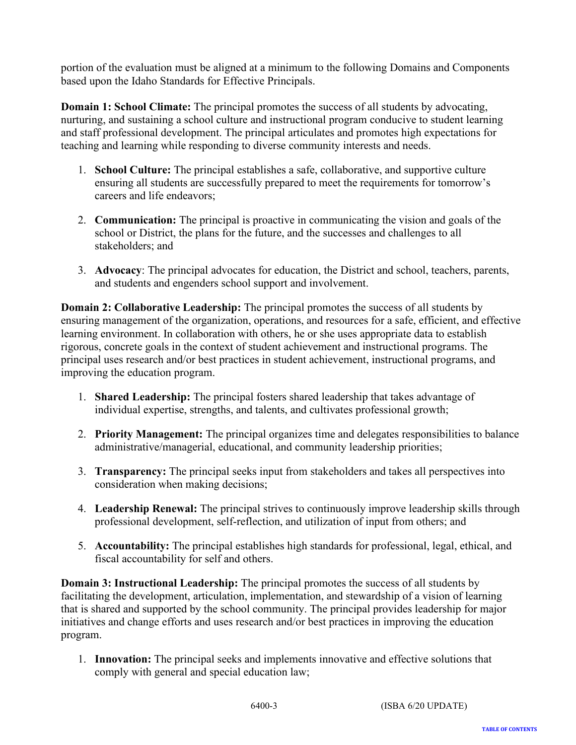portion of the evaluation must be aligned at a minimum to the following Domains and Components based upon the Idaho Standards for Effective Principals.

**Domain 1: School Climate:** The principal promotes the success of all students by advocating, nurturing, and sustaining a school culture and instructional program conducive to student learning and staff professional development. The principal articulates and promotes high expectations for teaching and learning while responding to diverse community interests and needs.

1. **School Culture:** The principal establishes a safe, collaborative, and supportive culture ensuring all students are successfully prepared to meet the requirements for tomorrow's careers and life endeavors;

2. **Communication:** The principal is proactive in communicating the vision and goals of the school or District, the plans for the future, and the successes and challenges to all stakeholders; and

3. **Advocacy**: The principal advocates for education, the District and school, teachers, parents, and students and engenders school support and involvement.

**Domain 2: Collaborative Leadership:** The principal promotes the success of all students by ensuring management of the organization, operations, and resources for a safe, efficient, and effective learning environment. In collaboration with others, he or she uses appropriate data to establish rigorous, concrete goals in the context of student achievement and instructional programs. The principal uses research and/or best practices in student achievement, instructional programs, and improving the education program.

1. **Shared Leadership:** The principal fosters shared leadership that takes advantage of individual expertise, strengths, and talents, and cultivates professional growth;

2. **Priority Management:** The principal organizes time and delegates responsibilities to balance administrative/managerial, educational, and community leadership priorities;

3. **Transparency:** The principal seeks input from stakeholders and takes all perspectives into consideration when making decisions;

4. **Leadership Renewal:** The principal strives to continuously improve leadership skills through professional development, self-reflection, and utilization of input from others; and

5. **Accountability:** The principal establishes high standards for professional, legal, ethical, and fiscal accountability for self and others.

**Domain 3: Instructional Leadership:** The principal promotes the success of all students by facilitating the development, articulation, implementation, and stewardship of a vision of learning that is shared and supported by the school community. The principal provides leadership for major initiatives and change efforts and uses research and/or best practices in improving the education program.

1. **Innovation:** The principal seeks and implements innovative and effective solutions that comply with general and special education law;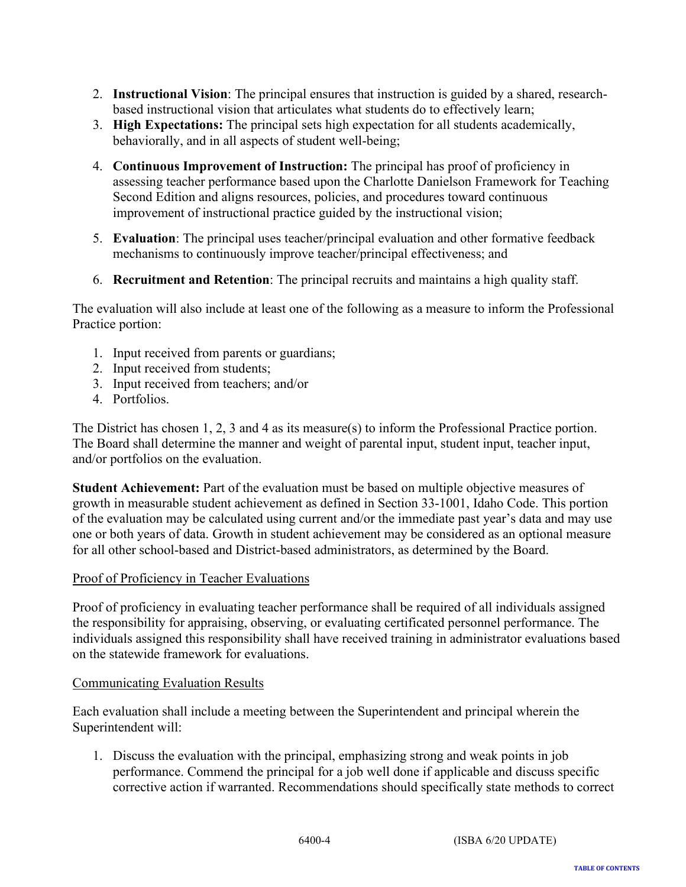2. **Instructional Vision**: The principal ensures that instruction is guided by a shared, research-based instructional vision that articulates what students do to effectively learn;
3. **High Expectations:** The principal sets high expectation for all students academically, behaviorally, and in all aspects of student well-being;
4. **Continuous Improvement of Instruction:** The principal has proof of proficiency in assessing teacher performance based upon the Charlotte Danielson Framework for Teaching Second Edition and aligns resources, policies, and procedures toward continuous improvement of instructional practice guided by the instructional vision;
5. **Evaluation**: The principal uses teacher/principal evaluation and other formative feedback mechanisms to continuously improve teacher/principal effectiveness; and
6. **Recruitment and Retention**: The principal recruits and maintains a high quality staff.

The evaluation will also include at least one of the following as a measure to inform the Professional Practice portion:

1. Input received from parents or guardians;
2. Input received from students;
3. Input received from teachers; and/or
4. Portfolios.

The District has chosen 1, 2, 3 and 4 as its measure(s) to inform the Professional Practice portion. The Board shall determine the manner and weight of parental input, student input, teacher input, and/or portfolios on the evaluation.

**Student Achievement:** Part of the evaluation must be based on multiple objective measures of growth in measurable student achievement as defined in Section 33-1001, Idaho Code. This portion of the evaluation may be calculated using current and/or the immediate past year's data and may use one or both years of data. Growth in student achievement may be considered as an optional measure for all other school-based and District-based administrators, as determined by the Board.

Proof of Proficiency in Teacher Evaluations

Proof of proficiency in evaluating teacher performance shall be required of all individuals assigned the responsibility for appraising, observing, or evaluating certificated personnel performance. The individuals assigned this responsibility shall have received training in administrator evaluations based on the statewide framework for evaluations.

Communicating Evaluation Results

Each evaluation shall include a meeting between the Superintendent and principal wherein the Superintendent will:

1. Discuss the evaluation with the principal, emphasizing strong and weak points in job performance. Commend the principal for a job well done if applicable and discuss specific corrective action if warranted. Recommendations should specifically state methods to correct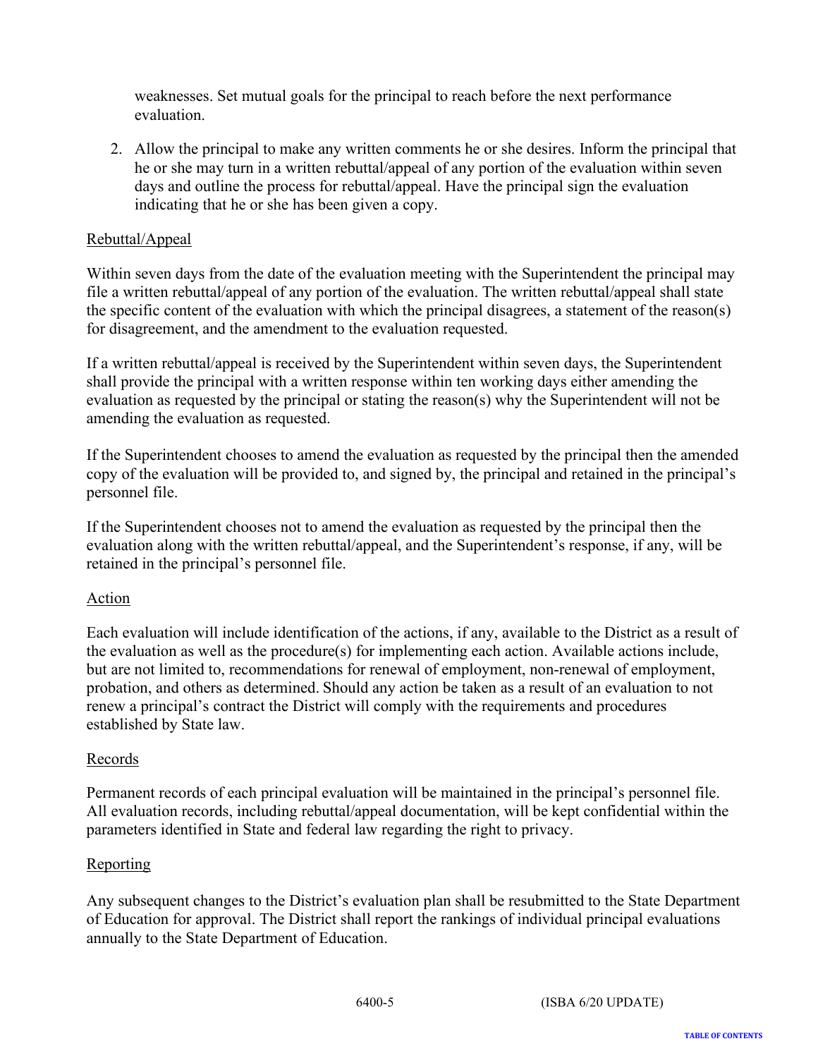weaknesses. Set mutual goals for the principal to reach before the next performance evaluation.

2. Allow the principal to make any written comments he or she desires. Inform the principal that he or she may turn in a written rebuttal/appeal of any portion of the evaluation within seven days and outline the process for rebuttal/appeal. Have the principal sign the evaluation indicating that he or she has been given a copy.

Rebuttal/Appeal

Within seven days from the date of the evaluation meeting with the Superintendent the principal may file a written rebuttal/appeal of any portion of the evaluation. The written rebuttal/appeal shall state the specific content of the evaluation with which the principal disagrees, a statement of the reason(s) for disagreement, and the amendment to the evaluation requested.

If a written rebuttal/appeal is received by the Superintendent within seven days, the Superintendent shall provide the principal with a written response within ten working days either amending the evaluation as requested by the principal or stating the reason(s) why the Superintendent will not be amending the evaluation as requested.

If the Superintendent chooses to amend the evaluation as requested by the principal then the amended copy of the evaluation will be provided to, and signed by, the principal and retained in the principal's personnel file.

If the Superintendent chooses not to amend the evaluation as requested by the principal then the evaluation along with the written rebuttal/appeal, and the Superintendent's response, if any, will be retained in the principal's personnel file.

Action

Each evaluation will include identification of the actions, if any, available to the District as a result of the evaluation as well as the procedure(s) for implementing each action. Available actions include, but are not limited to, recommendations for renewal of employment, non-renewal of employment, probation, and others as determined. Should any action be taken as a result of an evaluation to not renew a principal's contract the District will comply with the requirements and procedures established by State law.

Records

Permanent records of each principal evaluation will be maintained in the principal's personnel file. All evaluation records, including rebuttal/appeal documentation, will be kept confidential within the parameters identified in State and federal law regarding the right to privacy.

Reporting

Any subsequent changes to the District's evaluation plan shall be resubmitted to the State Department of Education for approval. The District shall report the rankings of individual principal evaluations annually to the State Department of Education.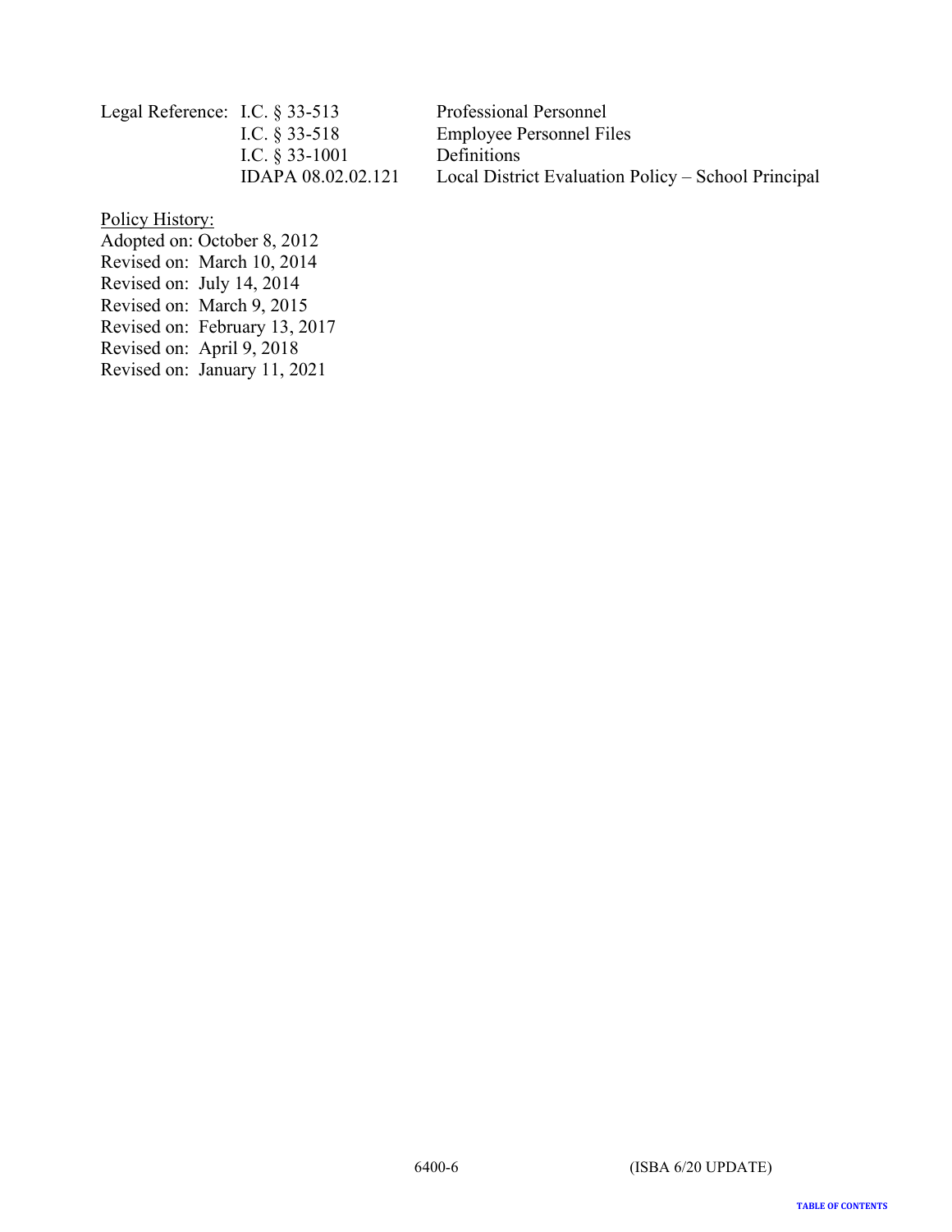| Legal Reference: | I.C. § 33-513 | Professional Personnel |
| --- | --- | --- |
| | I.C. § 33-518 | Employee Personnel Files |
| | I.C. § 33-1001 | Definitions |
| | IDAPA 08.02.02.121 | Local District Evaluation Policy – School Principal |

Policy History:
Adopted on: October 8, 2012
Revised on: March 10, 2014
Revised on: July 14, 2014
Revised on: March 9, 2015
Revised on: February 13, 2017
Revised on: April 9, 2018
Revised on: January 11, 2021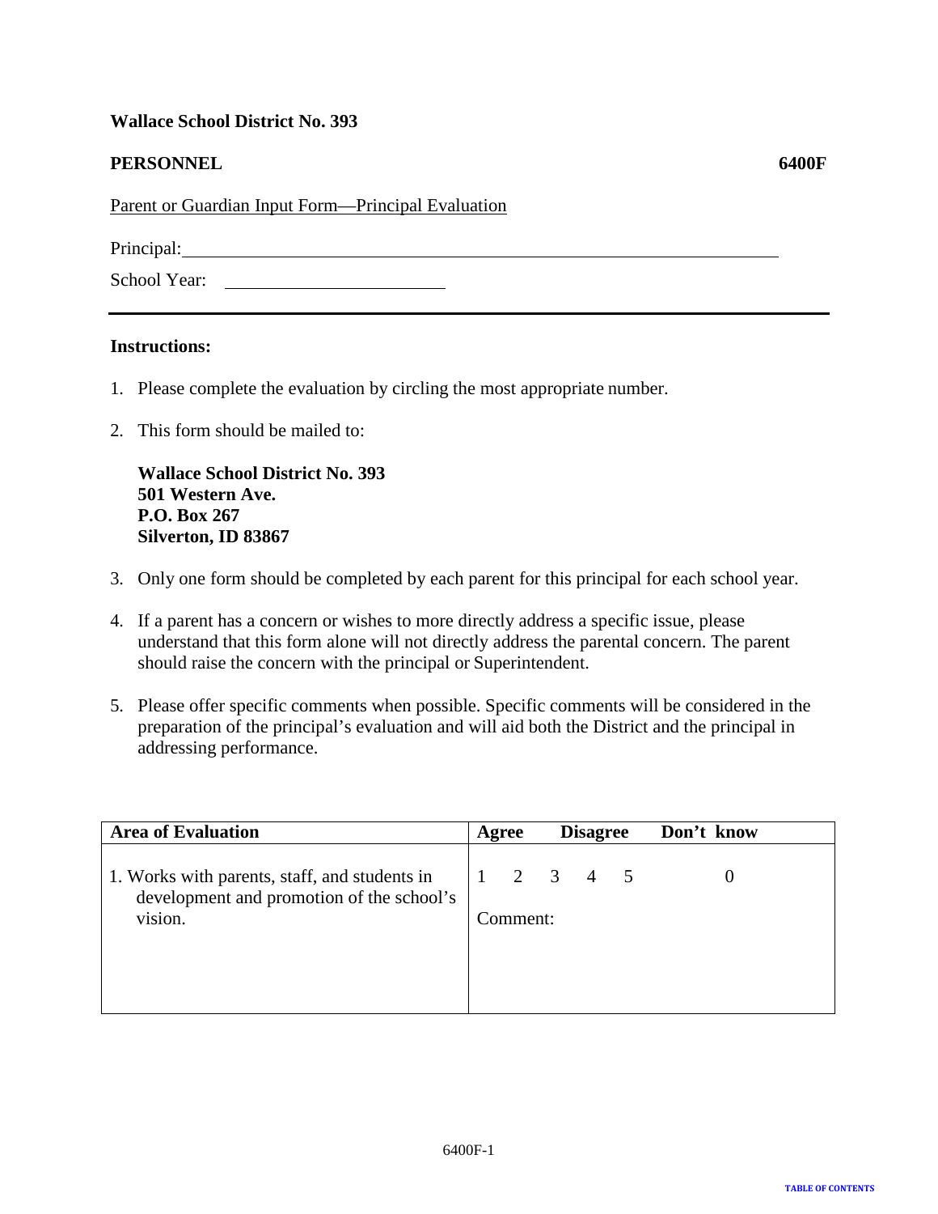**Wallace School District No. 393**

**PERSONNEL** **6400F**

Parent or Guardian Input Form—Principal Evaluation

Principal: ________________________________________________

School Year: ____________________

---

**Instructions:**

1. Please complete the evaluation by circling the most appropriate number.
2. This form should be mailed to:

   **Wallace School District No. 393**
   **501 Western Ave.**
   **P.O. Box 267**
   **Silverton, ID 83867**

3. Only one form should be completed by each parent for this principal for each school year.
4. If a parent has a concern or wishes to more directly address a specific issue, please understand that this form alone will not directly address the parental concern. The parent should raise the concern with the principal or Superintendent.
5. Please offer specific comments when possible. Specific comments will be considered in the preparation of the principal's evaluation and will aid both the District and the principal in addressing performance.

| **Area of Evaluation** | **Agree** **Disagree** **Don't know** |
|---|---|
| 1. Works with parents, staff, and students in development and promotion of the school's vision. | 1 2 3 4 5 0<br>Comment: |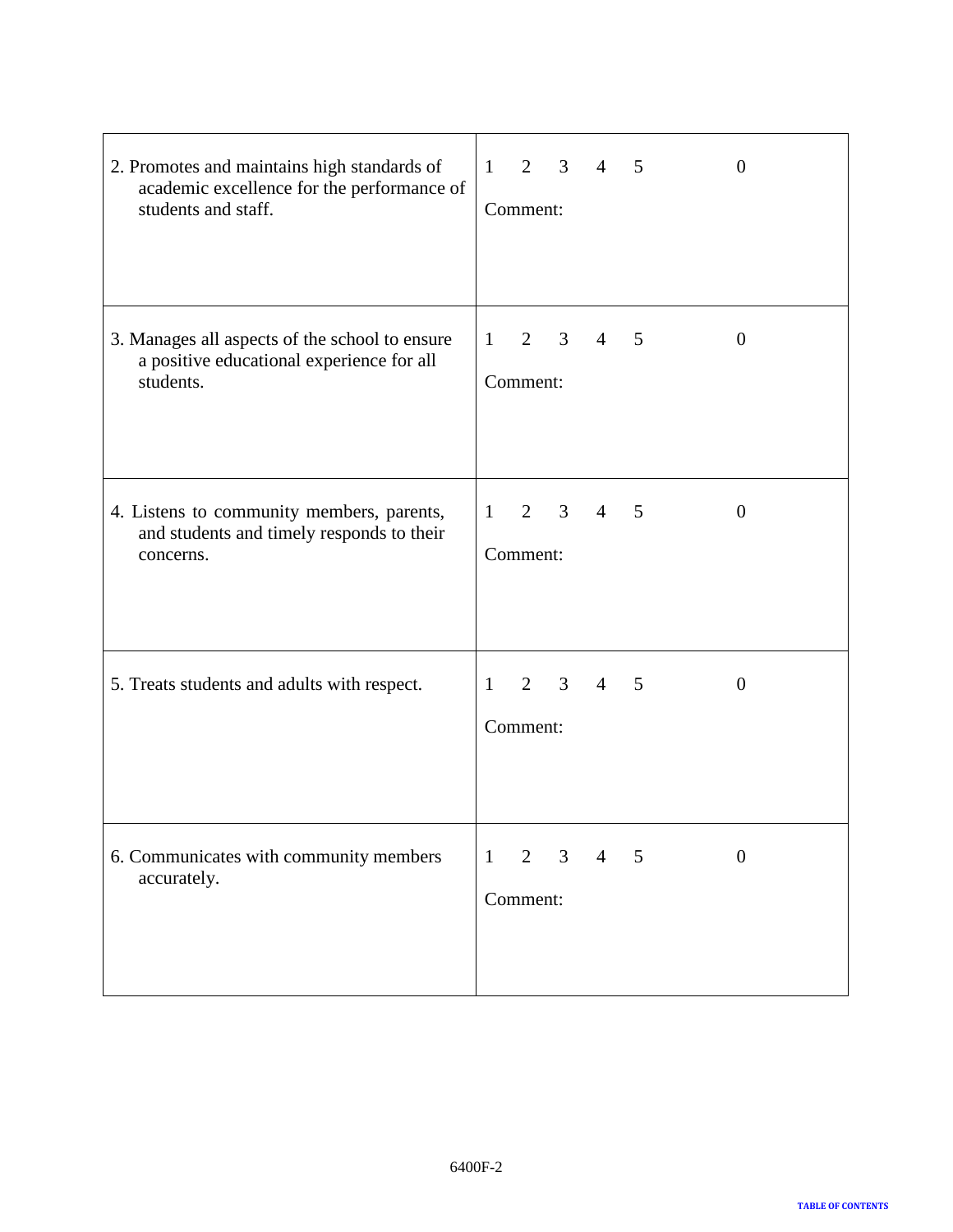| | |
|---|---|
| 2. Promotes and maintains high standards of academic excellence for the performance of students and staff. | 1 2 3 4 5 0<br>Comment: |
| 3. Manages all aspects of the school to ensure a positive educational experience for all students. | 1 2 3 4 5 0<br>Comment: |
| 4. Listens to community members, parents, and students and timely responds to their concerns. | 1 2 3 4 5 0<br>Comment: |
| 5. Treats students and adults with respect. | 1 2 3 4 5 0<br>Comment: |
| 6. Communicates with community members accurately. | 1 2 3 4 5 0<br>Comment: |

6400F-2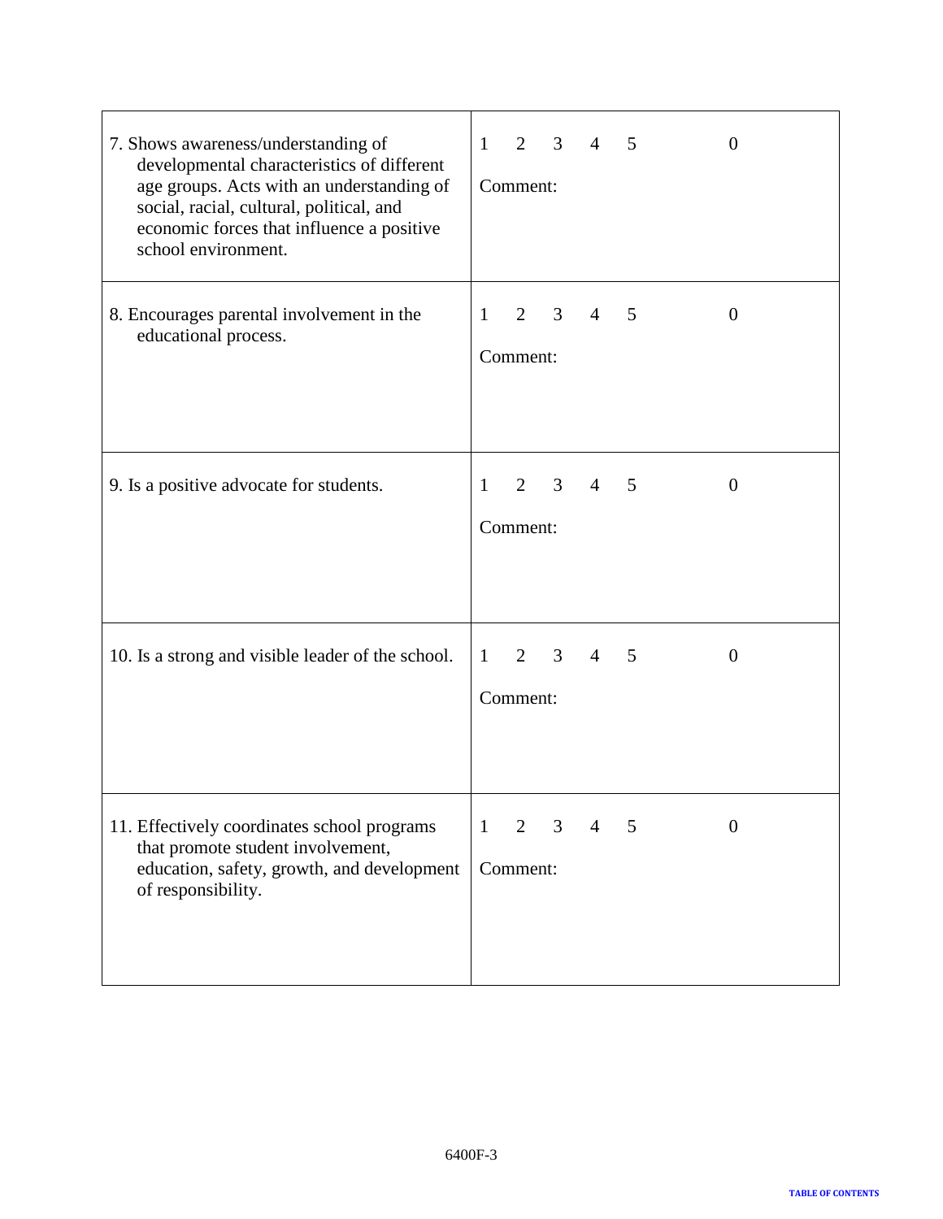| | |
|---|---|
| 7. Shows awareness/understanding of developmental characteristics of different age groups. Acts with an understanding of social, racial, cultural, political, and economic forces that influence a positive school environment. | 1 2 3 4 5 0<br>Comment: |
| 8. Encourages parental involvement in the educational process. | 1 2 3 4 5 0<br>Comment: |
| 9. Is a positive advocate for students. | 1 2 3 4 5 0<br>Comment: |
| 10. Is a strong and visible leader of the school. | 1 2 3 4 5 0<br>Comment: |
| 11. Effectively coordinates school programs that promote student involvement, education, safety, growth, and development of responsibility. | 1 2 3 4 5 0<br>Comment: |

6400F-3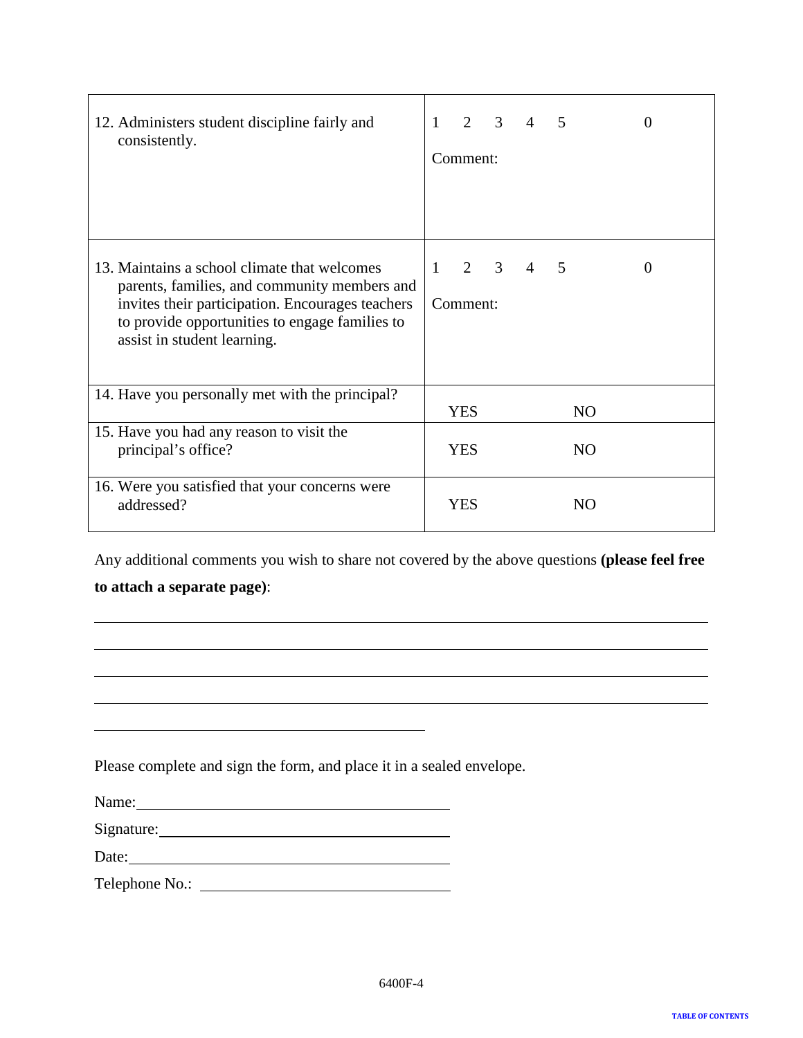| | |
|---|---|
| 12. Administers student discipline fairly and consistently. | 1 2 3 4 5 0<br>Comment: |
| 13. Maintains a school climate that welcomes parents, families, and community members and invites their participation. Encourages teachers to provide opportunities to engage families to assist in student learning. | 1 2 3 4 5 0<br>Comment: |
| 14. Have you personally met with the principal? | YES NO |
| 15. Have you had any reason to visit the principal's office? | YES NO |
| 16. Were you satisfied that your concerns were addressed? | YES NO |

Any additional comments you wish to share not covered by the above questions **(please feel free to attach a separate page)**:

______________________________________________________________________________

______________________________________________________________________________

______________________________________________________________________________

______________________________________________________________________________

______________________________________

Please complete and sign the form, and place it in a sealed envelope.

Name: ________________________________

Signature: ________________________________

Date: ________________________________

Telephone No.: ________________________________

6400F-4